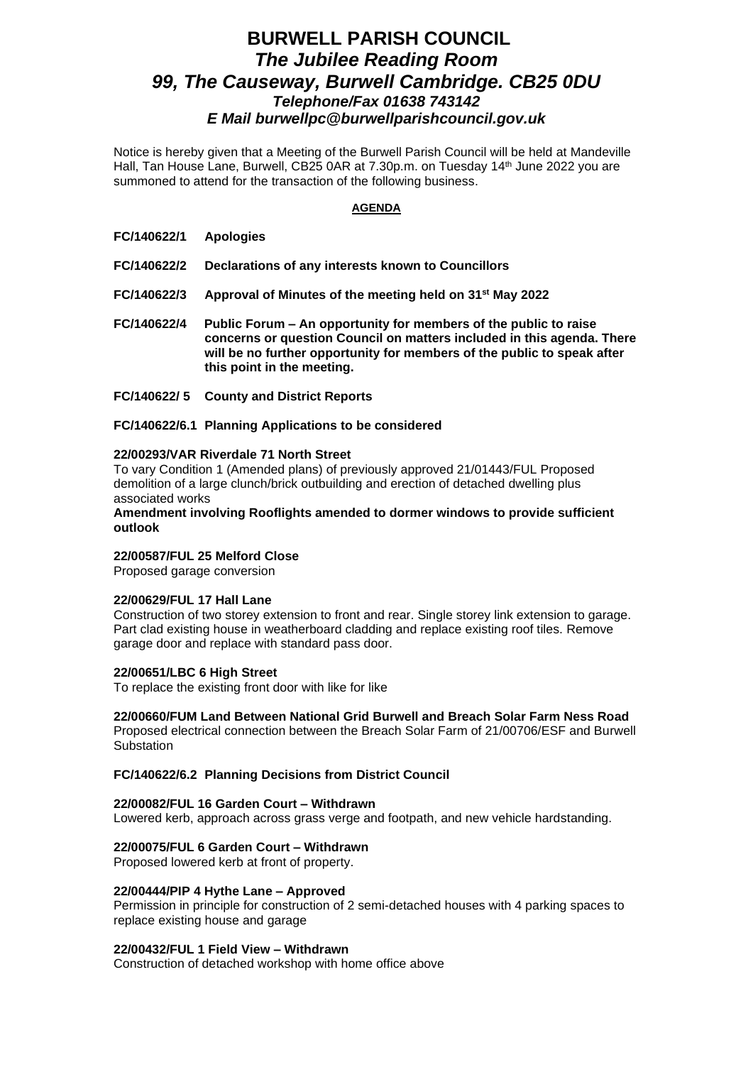# BURWELL PARISH COUNCIL

## *The Jubilee Reading Room*
## *99, The Causeway, Burwell Cambridge. CB25 0DU*
### *Telephone/Fax 01638 743142*
### *E Mail burwellpc@burwellparishcouncil.gov.uk*

Notice is hereby given that a Meeting of the Burwell Parish Council will be held at Mandeville Hall, Tan House Lane, Burwell, CB25 0AR at 7.30p.m. on Tuesday 14th June 2022 you are summoned to attend for the transaction of the following business.

**AGENDA**

**FC/140622/1 Apologies**

**FC/140622/2 Declarations of any interests known to Councillors**

**FC/140622/3 Approval of Minutes of the meeting held on 31st May 2022**

**FC/140622/4 Public Forum – An opportunity for members of the public to raise concerns or question Council on matters included in this agenda. There will be no further opportunity for members of the public to speak after this point in the meeting.**

**FC/140622/ 5 County and District Reports**

**FC/140622/6.1 Planning Applications to be considered**

**22/00293/VAR Riverdale 71 North Street**
To vary Condition 1 (Amended plans) of previously approved 21/01443/FUL Proposed demolition of a large clunch/brick outbuilding and erection of detached dwelling plus associated works
**Amendment involving Rooflights amended to dormer windows to provide sufficient outlook**

**22/00587/FUL 25 Melford Close**
Proposed garage conversion

**22/00629/FUL 17 Hall Lane**
Construction of two storey extension to front and rear. Single storey link extension to garage. Part clad existing house in weatherboard cladding and replace existing roof tiles. Remove garage door and replace with standard pass door.

**22/00651/LBC 6 High Street**
To replace the existing front door with like for like

**22/00660/FUM Land Between National Grid Burwell and Breach Solar Farm Ness Road**
Proposed electrical connection between the Breach Solar Farm of 21/00706/ESF and Burwell Substation

**FC/140622/6.2 Planning Decisions from District Council**

**22/00082/FUL 16 Garden Court – Withdrawn**
Lowered kerb, approach across grass verge and footpath, and new vehicle hardstanding.

**22/00075/FUL 6 Garden Court – Withdrawn**
Proposed lowered kerb at front of property.

**22/00444/PIP 4 Hythe Lane – Approved**
Permission in principle for construction of 2 semi-detached houses with 4 parking spaces to replace existing house and garage

**22/00432/FUL 1 Field View – Withdrawn**
Construction of detached workshop with home office above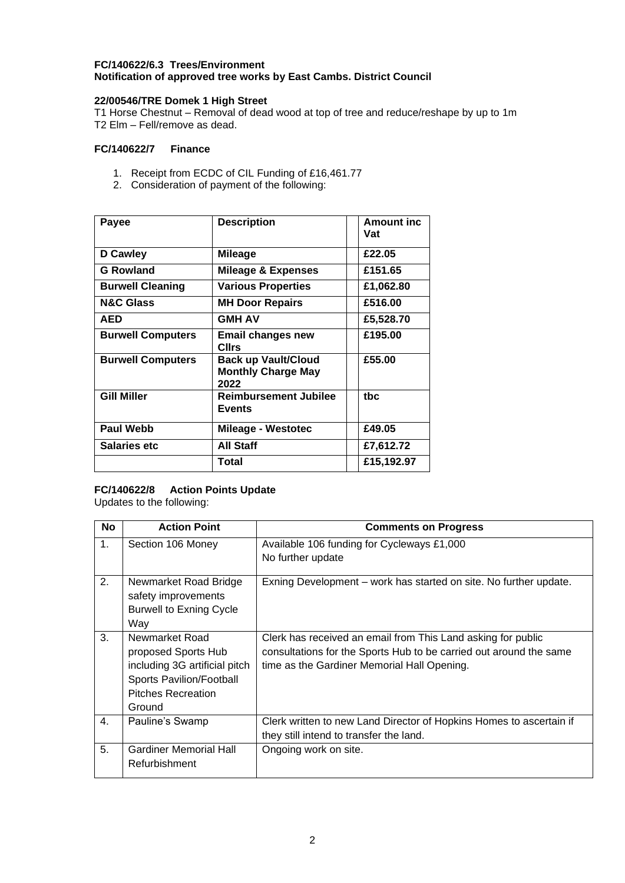**FC/140622/6.3 Trees/Environment**
**Notification of approved tree works by East Cambs. District Council**

**22/00546/TRE Domek 1 High Street**

T1 Horse Chestnut – Removal of dead wood at top of tree and reduce/reshape by up to 1m
T2 Elm – Fell/remove as dead.

**FC/140622/7 Finance**

1. Receipt from ECDC of CIL Funding of £16,461.77
2. Consideration of payment of the following:

| Payee | Description | | Amount inc Vat |
|---|---|---|---|
| **D Cawley** | **Mileage** | | **£22.05** |
| **G Rowland** | **Mileage & Expenses** | | **£151.65** |
| **Burwell Cleaning** | **Various Properties** | | **£1,062.80** |
| **N&C Glass** | **MH Door Repairs** | | **£516.00** |
| **AED** | **GMH AV** | | **£5,528.70** |
| **Burwell Computers** | **Email changes new Cllrs** | | **£195.00** |
| **Burwell Computers** | **Back up Vault/Cloud Monthly Charge May 2022** | | **£55.00** |
| **Gill Miller** | **Reimbursement Jubilee Events** | | **tbc** |
| **Paul Webb** | **Mileage - Westotec** | | **£49.05** |
| **Salaries etc** | **All Staff** | | **£7,612.72** |
| | **Total** | | **£15,192.97** |

**FC/140622/8 Action Points Update**

Updates to the following:

| No | Action Point | Comments on Progress |
|---|---|---|
| 1. | Section 106 Money | Available 106 funding for Cycleways £1,000<br>No further update |
| 2. | Newmarket Road Bridge safety improvements Burwell to Exning Cycle Way | Exning Development – work has started on site. No further update. |
| 3. | Newmarket Road proposed Sports Hub including 3G artificial pitch Sports Pavilion/Football Pitches Recreation Ground | Clerk has received an email from This Land asking for public consultations for the Sports Hub to be carried out around the same time as the Gardiner Memorial Hall Opening. |
| 4. | Pauline's Swamp | Clerk written to new Land Director of Hopkins Homes to ascertain if they still intend to transfer the land. |
| 5. | Gardiner Memorial Hall Refurbishment | Ongoing work on site. |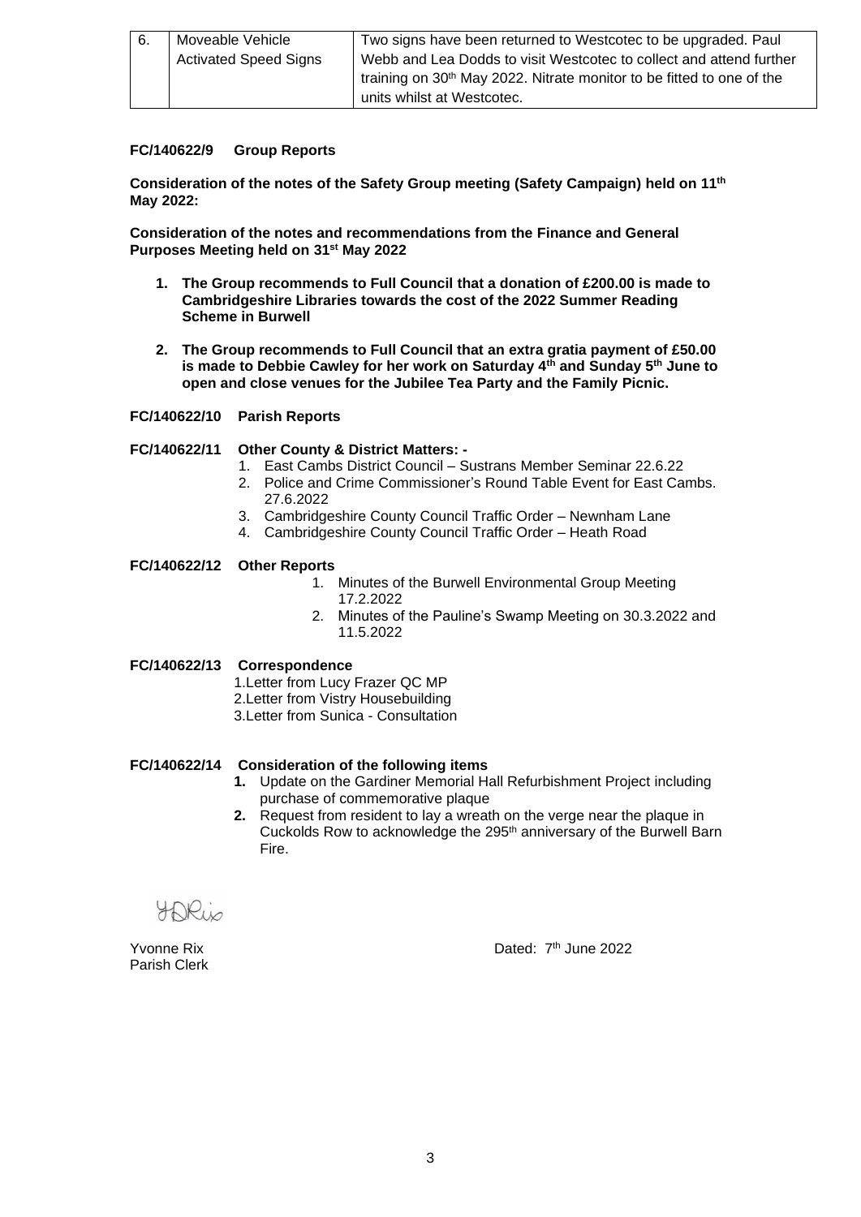| | | |
|---|---|---|
| 6. | Moveable Vehicle Activated Speed Signs | Two signs have been returned to Westcotec to be upgraded. Paul Webb and Lea Dodds to visit Westcotec to collect and attend further training on 30th May 2022. Nitrate monitor to be fitted to one of the units whilst at Westcotec. |

**FC/140622/9 Group Reports**

**Consideration of the notes of the Safety Group meeting (Safety Campaign) held on 11th May 2022:**

**Consideration of the notes and recommendations from the Finance and General Purposes Meeting held on 31st May 2022**

1. **The Group recommends to Full Council that a donation of £200.00 is made to Cambridgeshire Libraries towards the cost of the 2022 Summer Reading Scheme in Burwell**
2. **The Group recommends to Full Council that an extra gratia payment of £50.00 is made to Debbie Cawley for her work on Saturday 4th and Sunday 5th June to open and close venues for the Jubilee Tea Party and the Family Picnic.**

**FC/140622/10 Parish Reports**

**FC/140622/11 Other County & District Matters: -**

1. East Cambs District Council – Sustrans Member Seminar 22.6.22
2. Police and Crime Commissioner's Round Table Event for East Cambs. 27.6.2022
3. Cambridgeshire County Council Traffic Order – Newnham Lane
4. Cambridgeshire County Council Traffic Order – Heath Road

**FC/140622/12 Other Reports**

1. Minutes of the Burwell Environmental Group Meeting 17.2.2022
2. Minutes of the Pauline's Swamp Meeting on 30.3.2022 and 11.5.2022

**FC/140622/13 Correspondence**

1. Letter from Lucy Frazer QC MP
2. Letter from Vistry Housebuilding
3. Letter from Sunica - Consultation

**FC/140622/14 Consideration of the following items**

1. Update on the Gardiner Memorial Hall Refurbishment Project including purchase of commemorative plaque
2. Request from resident to lay a wreath on the verge near the plaque in Cuckolds Row to acknowledge the 295th anniversary of the Burwell Barn Fire.

YDRix

Yvonne Rix
Parish Clerk

Dated: 7th June 2022